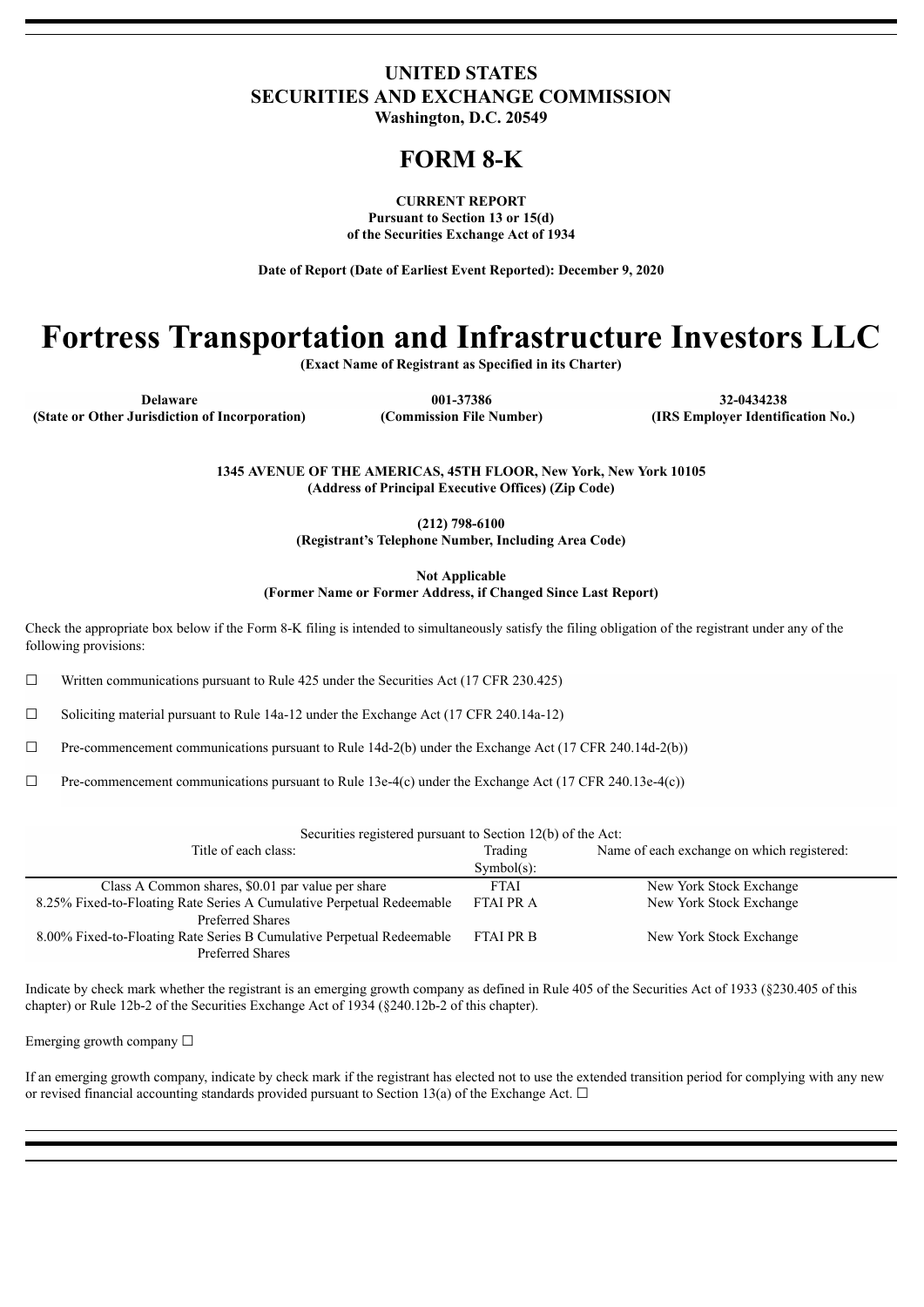# UNITED STATES
# SECURITIES AND EXCHANGE COMMISSION
**Washington, D.C. 20549**

# FORM 8-K

**CURRENT REPORT**
**Pursuant to Section 13 or 15(d)**
**of the Securities Exchange Act of 1934**

**Date of Report (Date of Earliest Event Reported): December 9, 2020**

# Fortress Transportation and Infrastructure Investors LLC

**(Exact Name of Registrant as Specified in its Charter)**

| Delaware | 001-37386 | 32-0434238 |
|---|---|---|
| (State or Other Jurisdiction of Incorporation) | (Commission File Number) | (IRS Employer Identification No.) |

**1345 AVENUE OF THE AMERICAS, 45TH FLOOR, New York, New York 10105**
**(Address of Principal Executive Offices) (Zip Code)**

**(212) 798-6100**
**(Registrant's Telephone Number, Including Area Code)**

**Not Applicable**
**(Former Name or Former Address, if Changed Since Last Report)**

Check the appropriate box below if the Form 8-K filing is intended to simultaneously satisfy the filing obligation of the registrant under any of the following provisions:

☐ Written communications pursuant to Rule 425 under the Securities Act (17 CFR 230.425)

☐ Soliciting material pursuant to Rule 14a-12 under the Exchange Act (17 CFR 240.14a-12)

☐ Pre-commencement communications pursuant to Rule 14d-2(b) under the Exchange Act (17 CFR 240.14d-2(b))

☐ Pre-commencement communications pursuant to Rule 13e-4(c) under the Exchange Act (17 CFR 240.13e-4(c))

Securities registered pursuant to Section 12(b) of the Act:

| Title of each class: | Trading Symbol(s): | Name of each exchange on which registered: |
|---|---|---|
| Class A Common shares, $0.01 par value per share | FTAI | New York Stock Exchange |
| 8.25% Fixed-to-Floating Rate Series A Cumulative Perpetual Redeemable Preferred Shares | FTAI PR A | New York Stock Exchange |
| 8.00% Fixed-to-Floating Rate Series B Cumulative Perpetual Redeemable Preferred Shares | FTAI PR B | New York Stock Exchange |

Indicate by check mark whether the registrant is an emerging growth company as defined in Rule 405 of the Securities Act of 1933 (§230.405 of this chapter) or Rule 12b-2 of the Securities Exchange Act of 1934 (§240.12b-2 of this chapter).

Emerging growth company ☐

If an emerging growth company, indicate by check mark if the registrant has elected not to use the extended transition period for complying with any new or revised financial accounting standards provided pursuant to Section 13(a) of the Exchange Act. ☐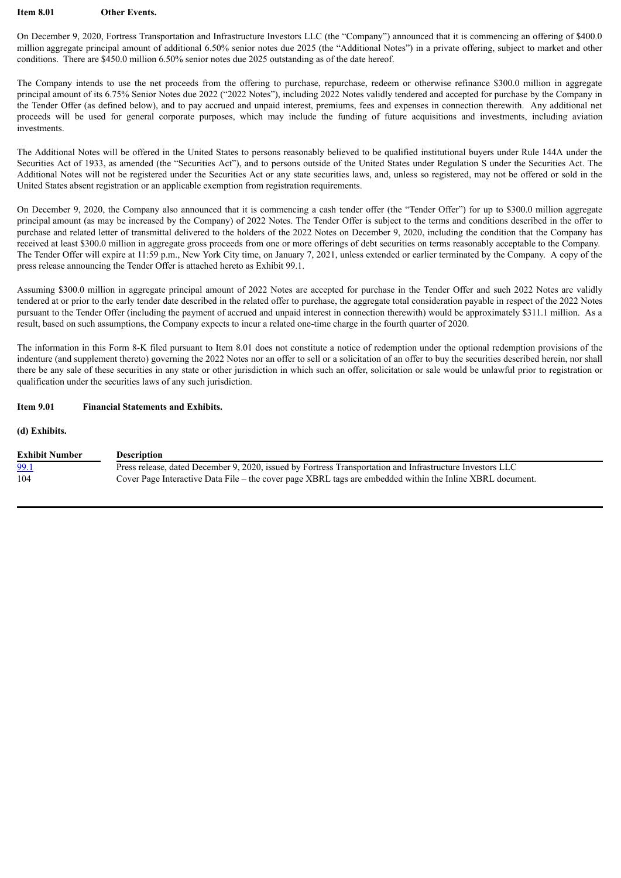**Item 8.01 Other Events.**

On December 9, 2020, Fortress Transportation and Infrastructure Investors LLC (the "Company") announced that it is commencing an offering of $400.0 million aggregate principal amount of additional 6.50% senior notes due 2025 (the "Additional Notes") in a private offering, subject to market and other conditions. There are $450.0 million 6.50% senior notes due 2025 outstanding as of the date hereof.

The Company intends to use the net proceeds from the offering to purchase, repurchase, redeem or otherwise refinance $300.0 million in aggregate principal amount of its 6.75% Senior Notes due 2022 ("2022 Notes"), including 2022 Notes validly tendered and accepted for purchase by the Company in the Tender Offer (as defined below), and to pay accrued and unpaid interest, premiums, fees and expenses in connection therewith. Any additional net proceeds will be used for general corporate purposes, which may include the funding of future acquisitions and investments, including aviation investments.

The Additional Notes will be offered in the United States to persons reasonably believed to be qualified institutional buyers under Rule 144A under the Securities Act of 1933, as amended (the "Securities Act"), and to persons outside of the United States under Regulation S under the Securities Act. The Additional Notes will not be registered under the Securities Act or any state securities laws, and, unless so registered, may not be offered or sold in the United States absent registration or an applicable exemption from registration requirements.

On December 9, 2020, the Company also announced that it is commencing a cash tender offer (the "Tender Offer") for up to $300.0 million aggregate principal amount (as may be increased by the Company) of 2022 Notes. The Tender Offer is subject to the terms and conditions described in the offer to purchase and related letter of transmittal delivered to the holders of the 2022 Notes on December 9, 2020, including the condition that the Company has received at least $300.0 million in aggregate gross proceeds from one or more offerings of debt securities on terms reasonably acceptable to the Company. The Tender Offer will expire at 11:59 p.m., New York City time, on January 7, 2021, unless extended or earlier terminated by the Company. A copy of the press release announcing the Tender Offer is attached hereto as Exhibit 99.1.

Assuming $300.0 million in aggregate principal amount of 2022 Notes are accepted for purchase in the Tender Offer and such 2022 Notes are validly tendered at or prior to the early tender date described in the related offer to purchase, the aggregate total consideration payable in respect of the 2022 Notes pursuant to the Tender Offer (including the payment of accrued and unpaid interest in connection therewith) would be approximately $311.1 million. As a result, based on such assumptions, the Company expects to incur a related one-time charge in the fourth quarter of 2020.

The information in this Form 8-K filed pursuant to Item 8.01 does not constitute a notice of redemption under the optional redemption provisions of the indenture (and supplement thereto) governing the 2022 Notes nor an offer to sell or a solicitation of an offer to buy the securities described herein, nor shall there be any sale of these securities in any state or other jurisdiction in which such an offer, solicitation or sale would be unlawful prior to registration or qualification under the securities laws of any such jurisdiction.

**Item 9.01 Financial Statements and Exhibits.**

**(d) Exhibits.**

| Exhibit Number | Description |
|---|---|
| 99.1 | Press release, dated December 9, 2020, issued by Fortress Transportation and Infrastructure Investors LLC |
| 104 | Cover Page Interactive Data File – the cover page XBRL tags are embedded within the Inline XBRL document. |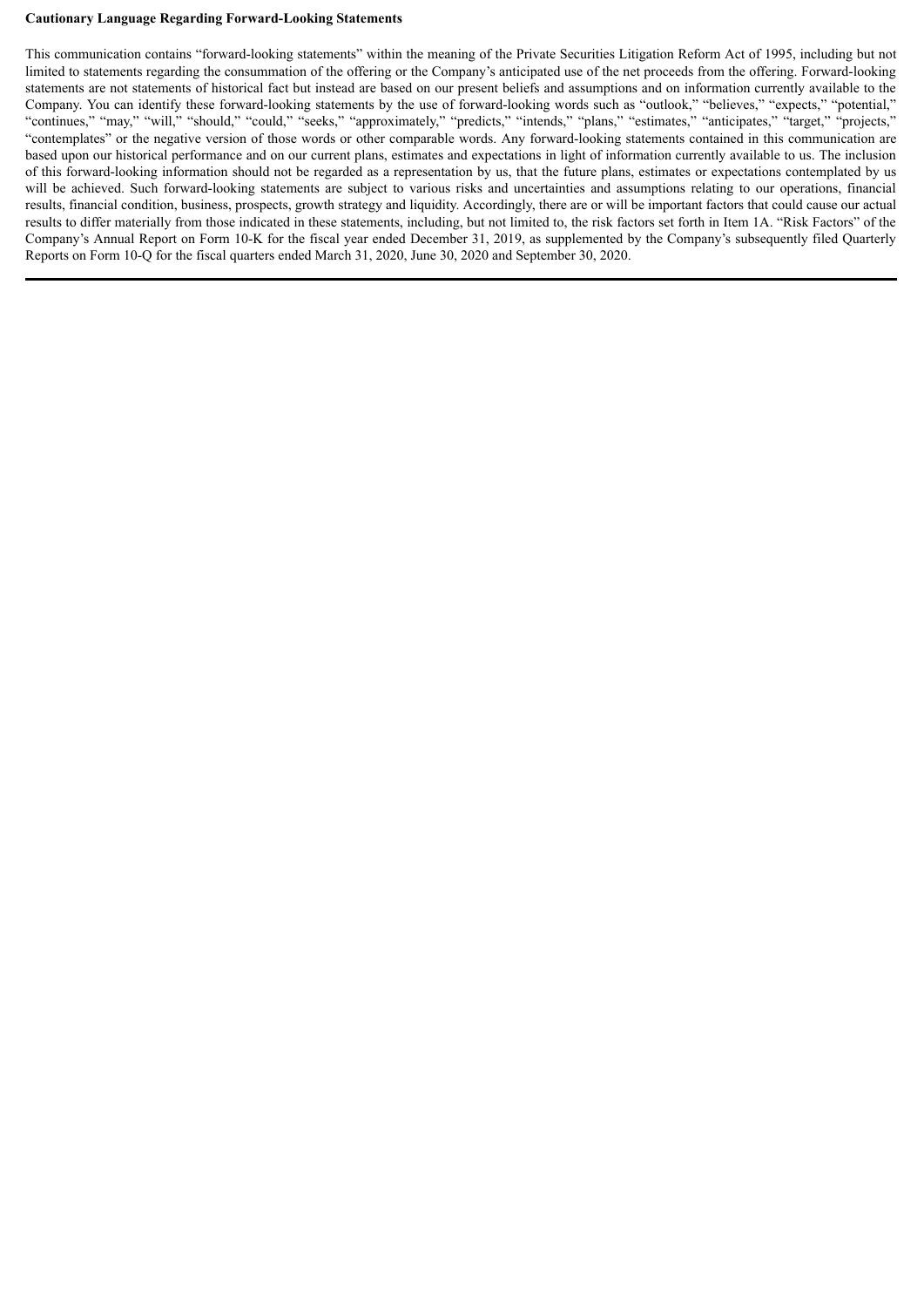**Cautionary Language Regarding Forward-Looking Statements**

This communication contains "forward-looking statements" within the meaning of the Private Securities Litigation Reform Act of 1995, including but not limited to statements regarding the consummation of the offering or the Company's anticipated use of the net proceeds from the offering. Forward-looking statements are not statements of historical fact but instead are based on our present beliefs and assumptions and on information currently available to the Company. You can identify these forward-looking statements by the use of forward-looking words such as "outlook," "believes," "expects," "potential," "continues," "may," "will," "should," "could," "seeks," "approximately," "predicts," "intends," "plans," "estimates," "anticipates," "target," "projects," "contemplates" or the negative version of those words or other comparable words. Any forward-looking statements contained in this communication are based upon our historical performance and on our current plans, estimates and expectations in light of information currently available to us. The inclusion of this forward-looking information should not be regarded as a representation by us, that the future plans, estimates or expectations contemplated by us will be achieved. Such forward-looking statements are subject to various risks and uncertainties and assumptions relating to our operations, financial results, financial condition, business, prospects, growth strategy and liquidity. Accordingly, there are or will be important factors that could cause our actual results to differ materially from those indicated in these statements, including, but not limited to, the risk factors set forth in Item 1A. "Risk Factors" of the Company's Annual Report on Form 10-K for the fiscal year ended December 31, 2019, as supplemented by the Company's subsequently filed Quarterly Reports on Form 10-Q for the fiscal quarters ended March 31, 2020, June 30, 2020 and September 30, 2020.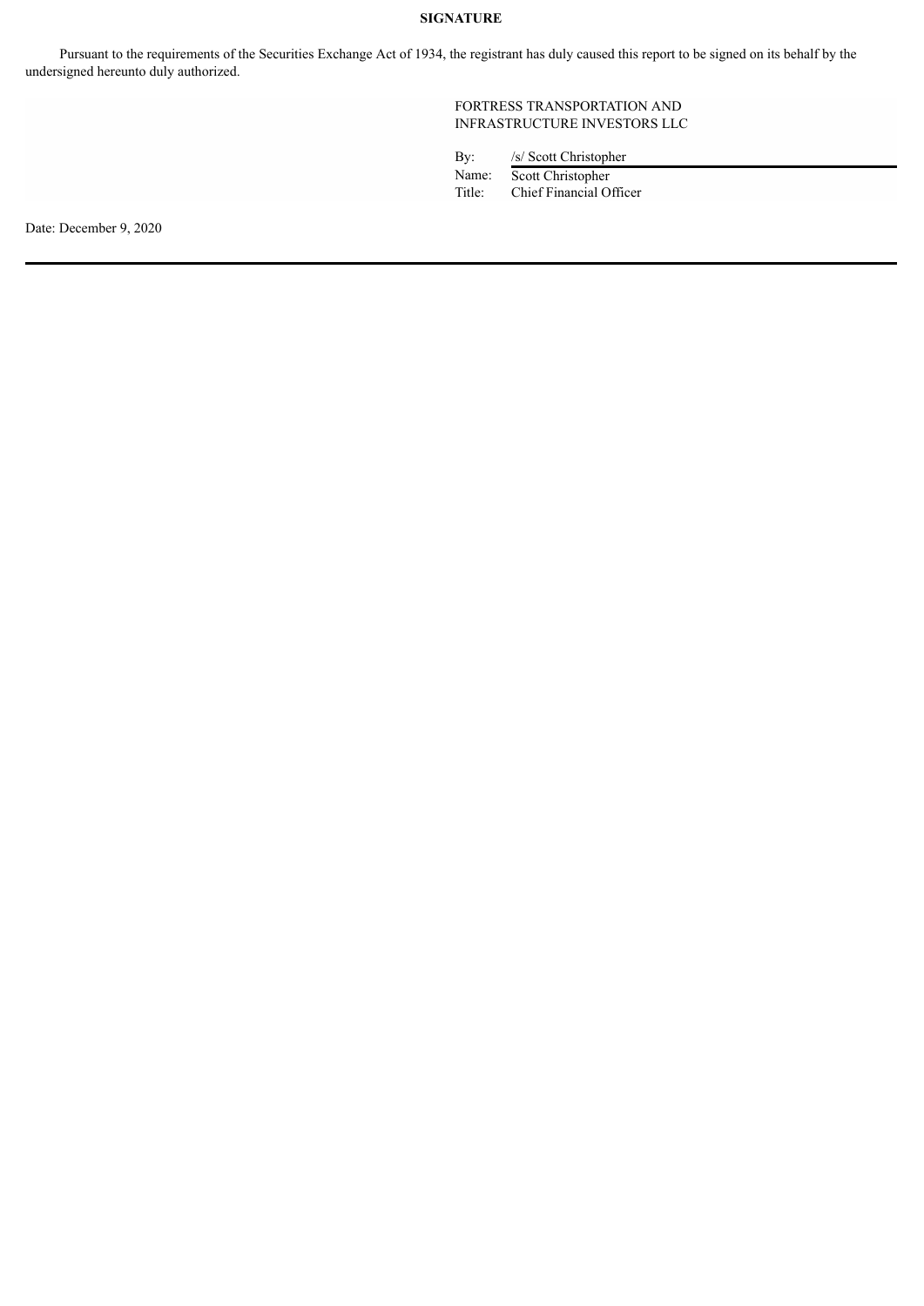**SIGNATURE**

Pursuant to the requirements of the Securities Exchange Act of 1934, the registrant has duly caused this report to be signed on its behalf by the undersigned hereunto duly authorized.

FORTRESS TRANSPORTATION AND INFRASTRUCTURE INVESTORS LLC

| | |
|---|---|
| By: | /s/ Scott Christopher |
| Name: | Scott Christopher |
| Title: | Chief Financial Officer |

Date: December 9, 2020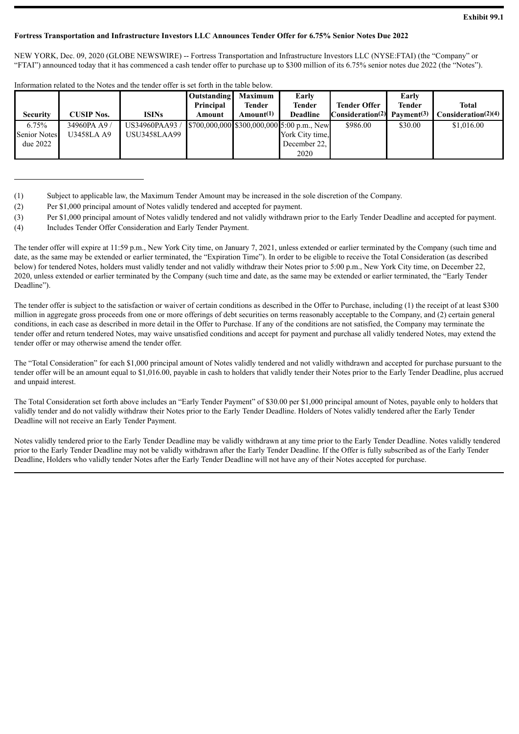**Exhibit 99.1**

**Fortress Transportation and Infrastructure Investors LLC Announces Tender Offer for 6.75% Senior Notes Due 2022**

NEW YORK, Dec. 09, 2020 (GLOBE NEWSWIRE) -- Fortress Transportation and Infrastructure Investors LLC (NYSE:FTAI) (the "Company" or "FTAI") announced today that it has commenced a cash tender offer to purchase up to $300 million of its 6.75% senior notes due 2022 (the "Notes").

Information related to the Notes and the tender offer is set forth in the table below.

| Security | CUSIP Nos. | ISINs | Outstanding Principal Amount | Maximum Tender Amount(1) | Early Tender Deadline | Tender Offer Consideration(2) | Early Tender Payment(3) | Total Consideration(2)(4) |
|---|---|---|---|---|---|---|---|---|
| 6.75% Senior Notes due 2022 | 34960PA A9 / U3458LA A9 | US34960PAA93 / USU3458LAA99 | $700,000,000 | $300,000,000 | 5:00 p.m., New York City time, December 22, 2020 | $986.00 | $30.00 | $1,016.00 |

---

(1) Subject to applicable law, the Maximum Tender Amount may be increased in the sole discretion of the Company.

(2) Per $1,000 principal amount of Notes validly tendered and accepted for payment.

(3) Per $1,000 principal amount of Notes validly tendered and not validly withdrawn prior to the Early Tender Deadline and accepted for payment.

(4) Includes Tender Offer Consideration and Early Tender Payment.

The tender offer will expire at 11:59 p.m., New York City time, on January 7, 2021, unless extended or earlier terminated by the Company (such time and date, as the same may be extended or earlier terminated, the "Expiration Time"). In order to be eligible to receive the Total Consideration (as described below) for tendered Notes, holders must validly tender and not validly withdraw their Notes prior to 5:00 p.m., New York City time, on December 22, 2020, unless extended or earlier terminated by the Company (such time and date, as the same may be extended or earlier terminated, the "Early Tender Deadline").

The tender offer is subject to the satisfaction or waiver of certain conditions as described in the Offer to Purchase, including (1) the receipt of at least $300 million in aggregate gross proceeds from one or more offerings of debt securities on terms reasonably acceptable to the Company, and (2) certain general conditions, in each case as described in more detail in the Offer to Purchase. If any of the conditions are not satisfied, the Company may terminate the tender offer and return tendered Notes, may waive unsatisfied conditions and accept for payment and purchase all validly tendered Notes, may extend the tender offer or may otherwise amend the tender offer.

The "Total Consideration" for each $1,000 principal amount of Notes validly tendered and not validly withdrawn and accepted for purchase pursuant to the tender offer will be an amount equal to $1,016.00, payable in cash to holders that validly tender their Notes prior to the Early Tender Deadline, plus accrued and unpaid interest.

The Total Consideration set forth above includes an "Early Tender Payment" of $30.00 per $1,000 principal amount of Notes, payable only to holders that validly tender and do not validly withdraw their Notes prior to the Early Tender Deadline. Holders of Notes validly tendered after the Early Tender Deadline will not receive an Early Tender Payment.

Notes validly tendered prior to the Early Tender Deadline may be validly withdrawn at any time prior to the Early Tender Deadline. Notes validly tendered prior to the Early Tender Deadline may not be validly withdrawn after the Early Tender Deadline. If the Offer is fully subscribed as of the Early Tender Deadline, Holders who validly tender Notes after the Early Tender Deadline will not have any of their Notes accepted for purchase.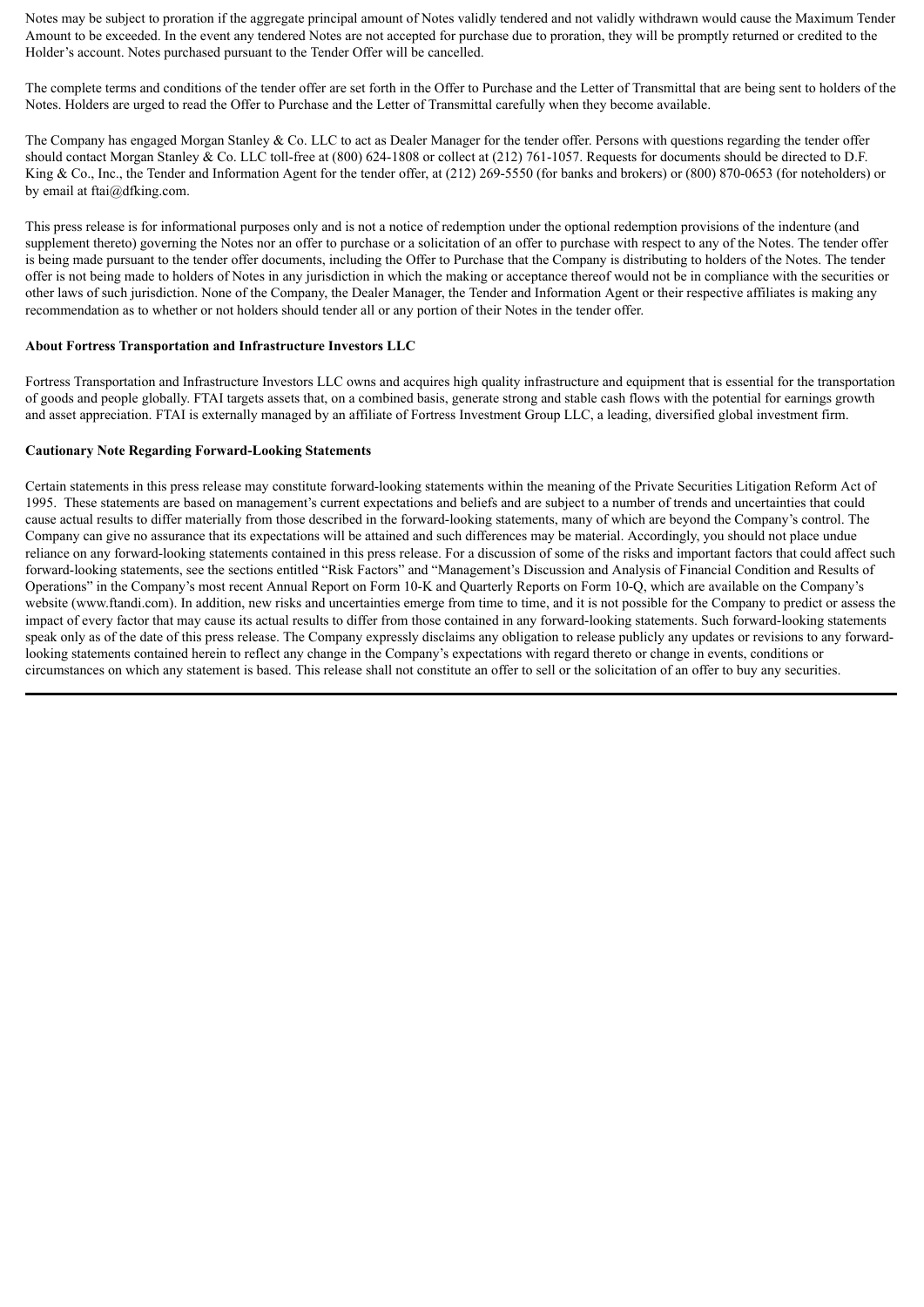Notes may be subject to proration if the aggregate principal amount of Notes validly tendered and not validly withdrawn would cause the Maximum Tender Amount to be exceeded. In the event any tendered Notes are not accepted for purchase due to proration, they will be promptly returned or credited to the Holder's account. Notes purchased pursuant to the Tender Offer will be cancelled.

The complete terms and conditions of the tender offer are set forth in the Offer to Purchase and the Letter of Transmittal that are being sent to holders of the Notes. Holders are urged to read the Offer to Purchase and the Letter of Transmittal carefully when they become available.

The Company has engaged Morgan Stanley & Co. LLC to act as Dealer Manager for the tender offer. Persons with questions regarding the tender offer should contact Morgan Stanley & Co. LLC toll-free at (800) 624-1808 or collect at (212) 761-1057. Requests for documents should be directed to D.F. King & Co., Inc., the Tender and Information Agent for the tender offer, at (212) 269-5550 (for banks and brokers) or (800) 870-0653 (for noteholders) or by email at ftai@dfking.com.

This press release is for informational purposes only and is not a notice of redemption under the optional redemption provisions of the indenture (and supplement thereto) governing the Notes nor an offer to purchase or a solicitation of an offer to purchase with respect to any of the Notes. The tender offer is being made pursuant to the tender offer documents, including the Offer to Purchase that the Company is distributing to holders of the Notes. The tender offer is not being made to holders of Notes in any jurisdiction in which the making or acceptance thereof would not be in compliance with the securities or other laws of such jurisdiction. None of the Company, the Dealer Manager, the Tender and Information Agent or their respective affiliates is making any recommendation as to whether or not holders should tender all or any portion of their Notes in the tender offer.

**About Fortress Transportation and Infrastructure Investors LLC**

Fortress Transportation and Infrastructure Investors LLC owns and acquires high quality infrastructure and equipment that is essential for the transportation of goods and people globally. FTAI targets assets that, on a combined basis, generate strong and stable cash flows with the potential for earnings growth and asset appreciation. FTAI is externally managed by an affiliate of Fortress Investment Group LLC, a leading, diversified global investment firm.

**Cautionary Note Regarding Forward-Looking Statements**

Certain statements in this press release may constitute forward-looking statements within the meaning of the Private Securities Litigation Reform Act of 1995. These statements are based on management's current expectations and beliefs and are subject to a number of trends and uncertainties that could cause actual results to differ materially from those described in the forward-looking statements, many of which are beyond the Company's control. The Company can give no assurance that its expectations will be attained and such differences may be material. Accordingly, you should not place undue reliance on any forward-looking statements contained in this press release. For a discussion of some of the risks and important factors that could affect such forward-looking statements, see the sections entitled "Risk Factors" and "Management's Discussion and Analysis of Financial Condition and Results of Operations" in the Company's most recent Annual Report on Form 10-K and Quarterly Reports on Form 10-Q, which are available on the Company's website (www.ftandi.com). In addition, new risks and uncertainties emerge from time to time, and it is not possible for the Company to predict or assess the impact of every factor that may cause its actual results to differ from those contained in any forward-looking statements. Such forward-looking statements speak only as of the date of this press release. The Company expressly disclaims any obligation to release publicly any updates or revisions to any forward-looking statements contained herein to reflect any change in the Company's expectations with regard thereto or change in events, conditions or circumstances on which any statement is based. This release shall not constitute an offer to sell or the solicitation of an offer to buy any securities.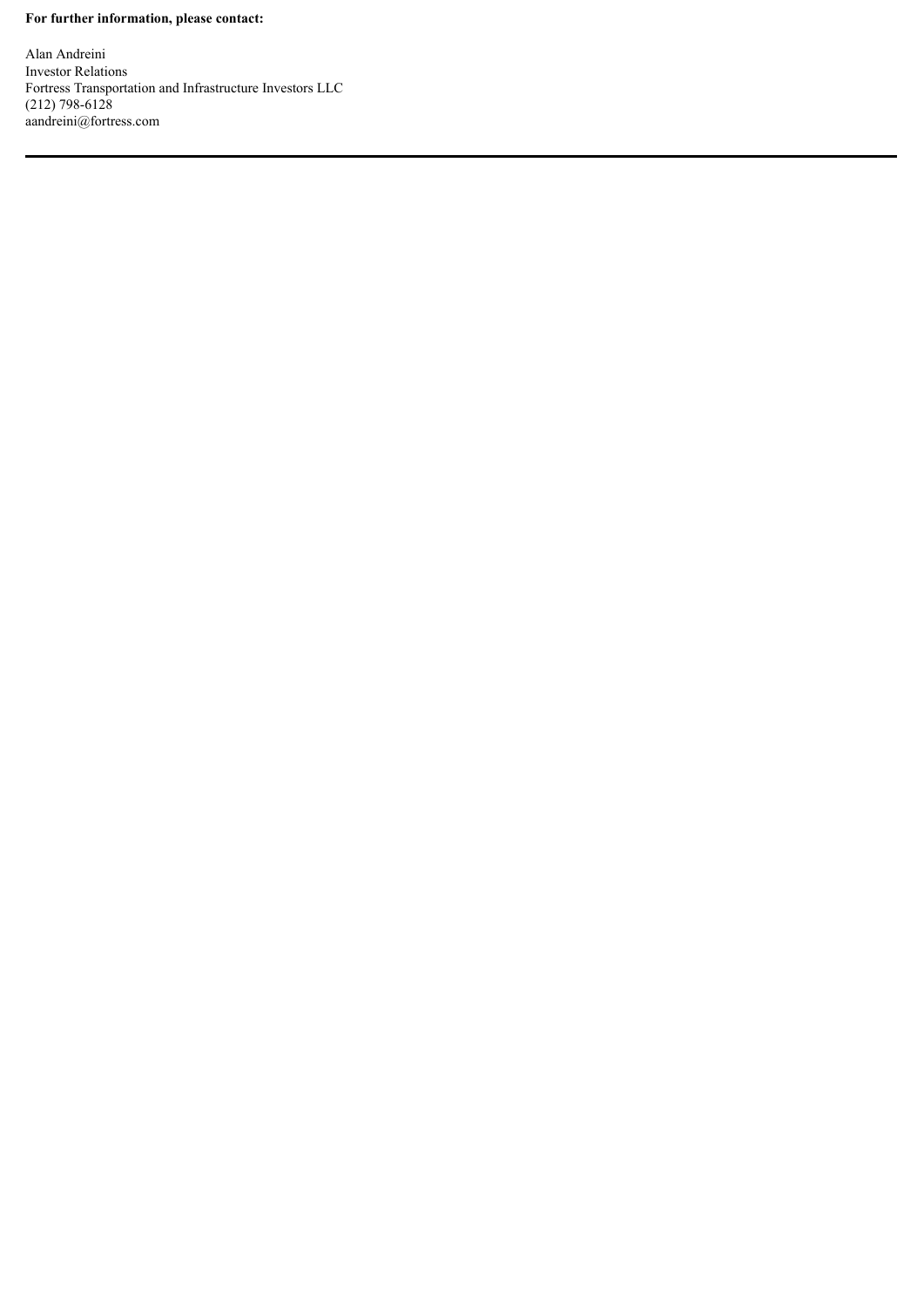**For further information, please contact:**

Alan Andreini
Investor Relations
Fortress Transportation and Infrastructure Investors LLC
(212) 798-6128
aandreini@fortress.com

---